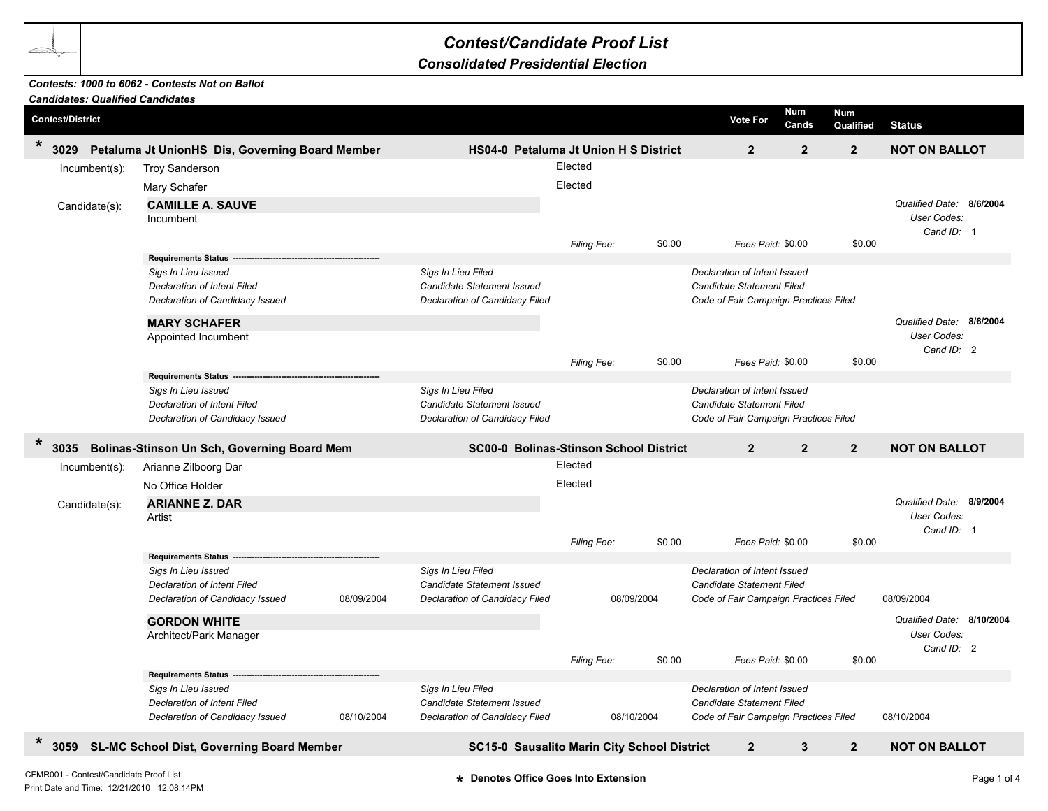# Contest/Candidate Proof List

## Consolidated Presidential Election

***Contests: 1000 to 6062 - Contests Not on Ballot***
***Candidates: Qualified Candidates***

| Contest/District | | Vote For | Num Cands | Num Qualified | Status |
|---|---|---|---|---|---|
| * **3029 Petaluma Jt UnionHS Dis, Governing Board Member** | **HS04-0 Petaluma Jt Union H S District** | **2** | **2** | **2** | **NOT ON BALLOT** |

Incumbent(s):
- Troy Sanderson — Elected
- Mary Schafer — Elected

Candidate(s):

**CAMILLE A. SAUVE**
Incumbent

*Qualified Date:* **8/6/2004**
*User Codes:*
*Cand ID:* 1

*Filing Fee:* $0.00 *Fees Paid:* $0.00 $0.00

**Requirements Status**

| | | | | | |
|---|---|---|---|---|---|
| *Sigs In Lieu Issued* | | *Sigs In Lieu Filed* | | *Declaration of Intent Issued* | |
| *Declaration of Intent Filed* | | *Candidate Statement Issued* | | *Candidate Statement Filed* | |
| *Declaration of Candidacy Issued* | | *Declaration of Candidacy Filed* | | *Code of Fair Campaign Practices Filed* | |

**MARY SCHAFER**
Appointed Incumbent

*Qualified Date:* **8/6/2004**
*User Codes:*
*Cand ID:* 2

*Filing Fee:* $0.00 *Fees Paid:* $0.00 $0.00

**Requirements Status**

| | | | | | |
|---|---|---|---|---|---|
| *Sigs In Lieu Issued* | | *Sigs In Lieu Filed* | | *Declaration of Intent Issued* | |
| *Declaration of Intent Filed* | | *Candidate Statement Issued* | | *Candidate Statement Filed* | |
| *Declaration of Candidacy Issued* | | *Declaration of Candidacy Filed* | | *Code of Fair Campaign Practices Filed* | |

| Contest/District | | Vote For | Num Cands | Num Qualified | Status |
|---|---|---|---|---|---|
| * **3035 Bolinas-Stinson Un Sch, Governing Board Mem** | **SC00-0 Bolinas-Stinson School District** | **2** | **2** | **2** | **NOT ON BALLOT** |

Incumbent(s):
- Arianne Zilboorg Dar — Elected
- No Office Holder — Elected

Candidate(s):

**ARIANNE Z. DAR**
Artist

*Qualified Date:* **8/9/2004**
*User Codes:*
*Cand ID:* 1

*Filing Fee:* $0.00 *Fees Paid:* $0.00 $0.00

**Requirements Status**

| | | | | | |
|---|---|---|---|---|---|
| *Sigs In Lieu Issued* | | *Sigs In Lieu Filed* | | *Declaration of Intent Issued* | |
| *Declaration of Intent Filed* | | *Candidate Statement Issued* | | *Candidate Statement Filed* | |
| *Declaration of Candidacy Issued* | 08/09/2004 | *Declaration of Candidacy Filed* | 08/09/2004 | *Code of Fair Campaign Practices Filed* | 08/09/2004 |

**GORDON WHITE**
Architect/Park Manager

*Qualified Date:* **8/10/2004**
*User Codes:*
*Cand ID:* 2

*Filing Fee:* $0.00 *Fees Paid:* $0.00 $0.00

**Requirements Status**

| | | | | | |
|---|---|---|---|---|---|
| *Sigs In Lieu Issued* | | *Sigs In Lieu Filed* | | *Declaration of Intent Issued* | |
| *Declaration of Intent Filed* | | *Candidate Statement Issued* | | *Candidate Statement Filed* | |
| *Declaration of Candidacy Issued* | 08/10/2004 | *Declaration of Candidacy Filed* | 08/10/2004 | *Code of Fair Campaign Practices Filed* | 08/10/2004 |

| Contest/District | | Vote For | Num Cands | Num Qualified | Status |
|---|---|---|---|---|---|
| * **3059 SL-MC School Dist, Governing Board Member** | **SC15-0 Sausalito Marin City School District** | **2** | **3** | **2** | **NOT ON BALLOT** |

CFMR001 - Contest/Candidate Proof List
Print Date and Time: 12/21/2010 12:08:14PM

**\* Denotes Office Goes Into Extension**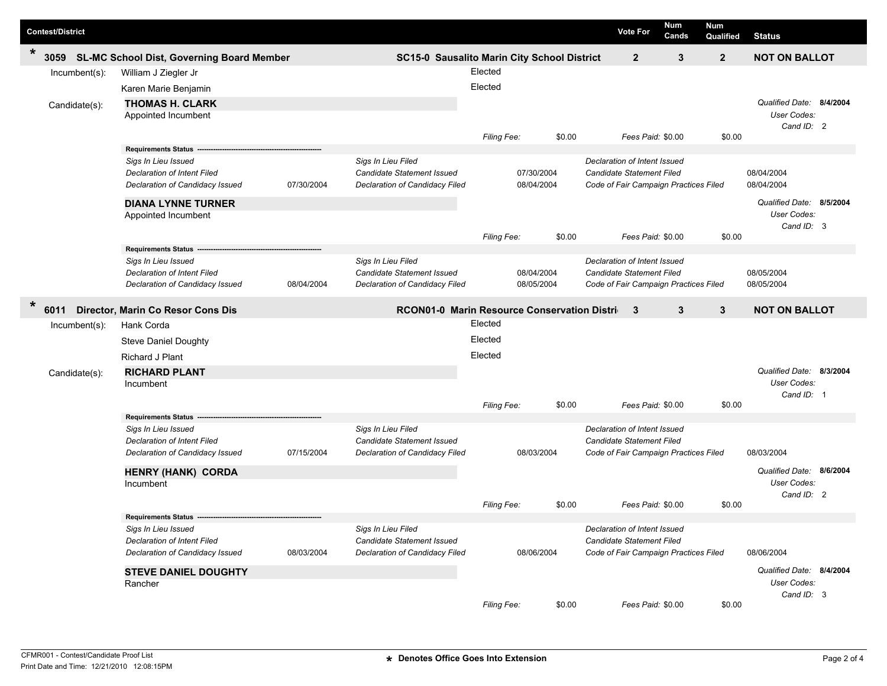| Contest/District | | Vote For | Num Cands | Num Qualified | Status |
|---|---|---|---|---|---|
| * 3059 SL-MC School Dist, Governing Board Member | SC15-0 Sausalito Marin City School District | 2 | 3 | 2 | NOT ON BALLOT |

Incumbent(s):
- William J Ziegler Jr — Elected
- Karen Marie Benjamin — Elected

Candidate(s):

**THOMAS H. CLARK**
Appointed Incumbent

*Qualified Date:* **8/4/2004**
*User Codes:*
*Cand ID:* 2

*Filing Fee:* $0.00 *Fees Paid:* $0.00 $0.00

**Requirements Status**

| | | | | | |
|---|---|---|---|---|---|
| *Sigs In Lieu Issued* | | *Sigs In Lieu Filed* | | *Declaration of Intent Issued* | |
| *Declaration of Intent Filed* | | *Candidate Statement Issued* | 07/30/2004 | *Candidate Statement Filed* | 08/04/2004 |
| *Declaration of Candidacy Issued* | 07/30/2004 | *Declaration of Candidacy Filed* | 08/04/2004 | *Code of Fair Campaign Practices Filed* | 08/04/2004 |

**DIANA LYNNE TURNER**
Appointed Incumbent

*Qualified Date:* **8/5/2004**
*User Codes:*
*Cand ID:* 3

*Filing Fee:* $0.00 *Fees Paid:* $0.00 $0.00

**Requirements Status**

| | | | | | |
|---|---|---|---|---|---|
| *Sigs In Lieu Issued* | | *Sigs In Lieu Filed* | | *Declaration of Intent Issued* | |
| *Declaration of Intent Filed* | | *Candidate Statement Issued* | 08/04/2004 | *Candidate Statement Filed* | 08/05/2004 |
| *Declaration of Candidacy Issued* | 08/04/2004 | *Declaration of Candidacy Filed* | 08/05/2004 | *Code of Fair Campaign Practices Filed* | 08/05/2004 |

| Contest/District | | Vote For | Num Cands | Num Qualified | Status |
|---|---|---|---|---|---|
| * 6011 Director, Marin Co Resor Cons Dis | RCON01-0 Marin Resource Conservation Distri | 3 | 3 | 3 | NOT ON BALLOT |

Incumbent(s):
- Hank Corda — Elected
- Steve Daniel Doughty — Elected
- Richard J Plant — Elected

Candidate(s):

**RICHARD PLANT**
Incumbent

*Qualified Date:* **8/3/2004**
*User Codes:*
*Cand ID:* 1

*Filing Fee:* $0.00 *Fees Paid:* $0.00 $0.00

**Requirements Status**

| | | | | | |
|---|---|---|---|---|---|
| *Sigs In Lieu Issued* | | *Sigs In Lieu Filed* | | *Declaration of Intent Issued* | |
| *Declaration of Intent Filed* | | *Candidate Statement Issued* | | *Candidate Statement Filed* | |
| *Declaration of Candidacy Issued* | 07/15/2004 | *Declaration of Candidacy Filed* | 08/03/2004 | *Code of Fair Campaign Practices Filed* | 08/03/2004 |

**HENRY (HANK) CORDA**
Incumbent

*Qualified Date:* **8/6/2004**
*User Codes:*
*Cand ID:* 2

*Filing Fee:* $0.00 *Fees Paid:* $0.00 $0.00

**Requirements Status**

| | | | | | |
|---|---|---|---|---|---|
| *Sigs In Lieu Issued* | | *Sigs In Lieu Filed* | | *Declaration of Intent Issued* | |
| *Declaration of Intent Filed* | | *Candidate Statement Issued* | | *Candidate Statement Filed* | |
| *Declaration of Candidacy Issued* | 08/03/2004 | *Declaration of Candidacy Filed* | 08/06/2004 | *Code of Fair Campaign Practices Filed* | 08/06/2004 |

**STEVE DANIEL DOUGHTY**
Rancher

*Qualified Date:* **8/4/2004**
*User Codes:*
*Cand ID:* 3

*Filing Fee:* $0.00 *Fees Paid:* $0.00 $0.00

CFMR001 - Contest/Candidate Proof List
Print Date and Time: 12/21/2010 12:08:15PM

\* Denotes Office Goes Into Extension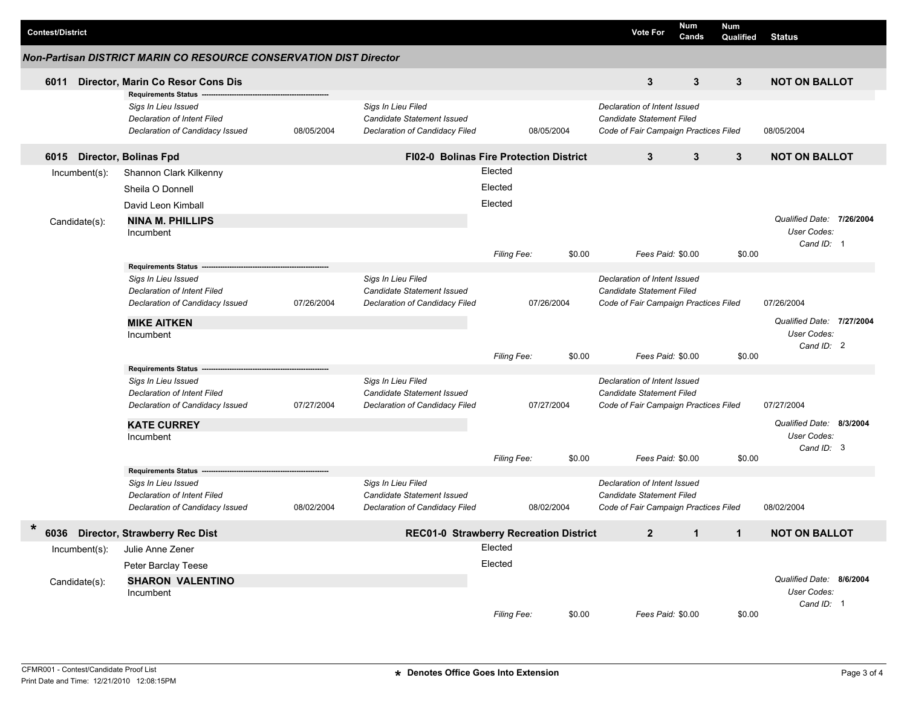| Contest/District | Vote For | Num Cands | Num Qualified | Status |
|---|---|---|---|---|

## Non-Partisan DISTRICT MARIN CO RESOURCE CONSERVATION DIST Director

### 6011 Director, Marin Co Resor Cons Dis

| Vote For | Num Cands | Num Qualified | Status |
|---|---|---|---|
| 3 | 3 | 3 | NOT ON BALLOT |

**Requirements Status**

| | | | | | |
|---|---|---|---|---|---|
| *Sigs In Lieu Issued* | | *Sigs In Lieu Filed* | | *Declaration of Intent Issued* | |
| *Declaration of Intent Filed* | | *Candidate Statement Issued* | | *Candidate Statement Filed* | |
| *Declaration of Candidacy Issued* | 08/05/2004 | *Declaration of Candidacy Filed* | 08/05/2004 | *Code of Fair Campaign Practices Filed* | 08/05/2004 |

### 6015 Director, Bolinas Fpd — FI02-0 Bolinas Fire Protection District

| Vote For | Num Cands | Num Qualified | Status |
|---|---|---|---|
| 3 | 3 | 3 | NOT ON BALLOT |

Incumbent(s):

- Shannon Clark Kilkenny — Elected
- Sheila O Donnell — Elected
- David Leon Kimball — Elected

Candidate(s):

**NINA M. PHILLIPS**
Incumbent

*Qualified Date:* **7/26/2004**
*User Codes:*
*Cand ID:* 1

*Filing Fee:* $0.00 *Fees Paid:* $0.00 $0.00

**Requirements Status**

| | | | | | |
|---|---|---|---|---|---|
| *Sigs In Lieu Issued* | | *Sigs In Lieu Filed* | | *Declaration of Intent Issued* | |
| *Declaration of Intent Filed* | | *Candidate Statement Issued* | | *Candidate Statement Filed* | |
| *Declaration of Candidacy Issued* | 07/26/2004 | *Declaration of Candidacy Filed* | 07/26/2004 | *Code of Fair Campaign Practices Filed* | 07/26/2004 |

**MIKE AITKEN**
Incumbent

*Qualified Date:* **7/27/2004**
*User Codes:*
*Cand ID:* 2

*Filing Fee:* $0.00 *Fees Paid:* $0.00 $0.00

**Requirements Status**

| | | | | | |
|---|---|---|---|---|---|
| *Sigs In Lieu Issued* | | *Sigs In Lieu Filed* | | *Declaration of Intent Issued* | |
| *Declaration of Intent Filed* | | *Candidate Statement Issued* | | *Candidate Statement Filed* | |
| *Declaration of Candidacy Issued* | 07/27/2004 | *Declaration of Candidacy Filed* | 07/27/2004 | *Code of Fair Campaign Practices Filed* | 07/27/2004 |

**KATE CURREY**
Incumbent

*Qualified Date:* **8/3/2004**
*User Codes:*
*Cand ID:* 3

*Filing Fee:* $0.00 *Fees Paid:* $0.00 $0.00

**Requirements Status**

| | | | | | |
|---|---|---|---|---|---|
| *Sigs In Lieu Issued* | | *Sigs In Lieu Filed* | | *Declaration of Intent Issued* | |
| *Declaration of Intent Filed* | | *Candidate Statement Issued* | | *Candidate Statement Filed* | |
| *Declaration of Candidacy Issued* | 08/02/2004 | *Declaration of Candidacy Filed* | 08/02/2004 | *Code of Fair Campaign Practices Filed* | 08/02/2004 |

### * 6036 Director, Strawberry Rec Dist — REC01-0 Strawberry Recreation District

| Vote For | Num Cands | Num Qualified | Status |
|---|---|---|---|
| 2 | 1 | 1 | NOT ON BALLOT |

Incumbent(s):

- Julie Anne Zener — Elected
- Peter Barclay Teese — Elected

Candidate(s):

**SHARON VALENTINO**
Incumbent

*Qualified Date:* **8/6/2004**
*User Codes:*
*Cand ID:* 1

*Filing Fee:* $0.00 *Fees Paid:* $0.00 $0.00

CFMR001 - Contest/Candidate Proof List
Print Date and Time: 12/21/2010 12:08:15PM

\* Denotes Office Goes Into Extension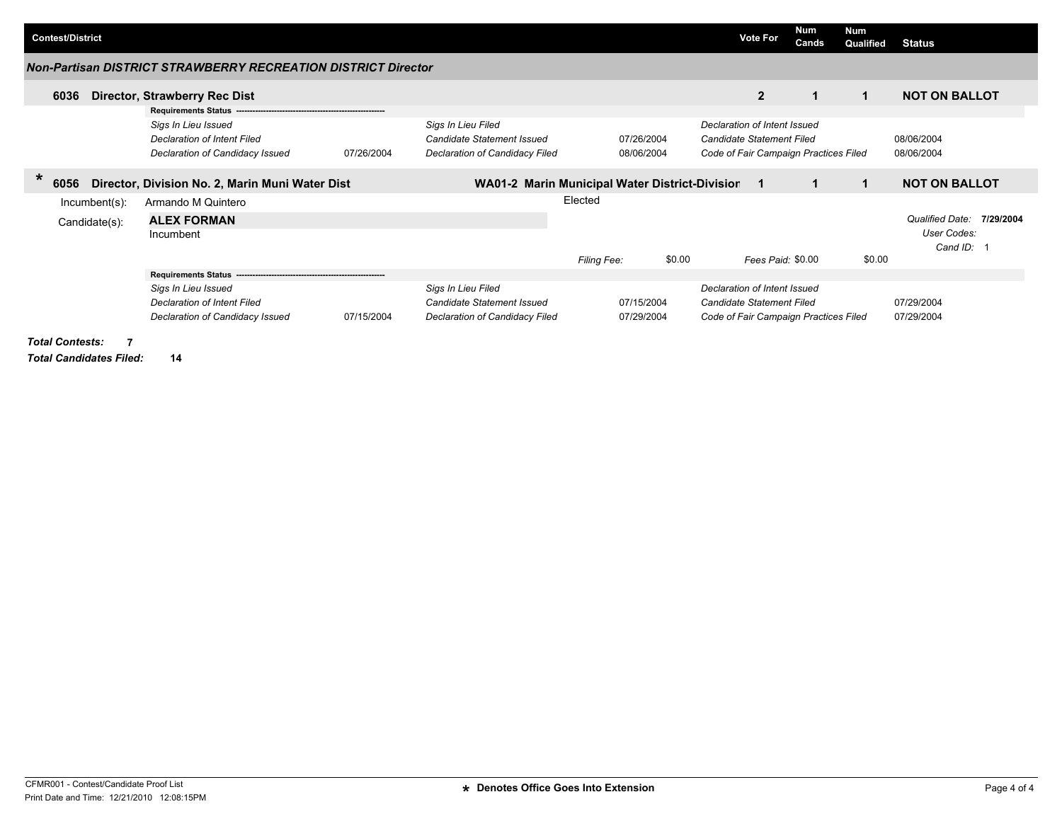| Contest/District | Vote For | Num Cands | Num Qualified | Status |
|---|---|---|---|---|

***Non-Partisan DISTRICT STRAWBERRY RECREATION DISTRICT Director***

| | | | | |
|---|---|---|---|---|
| **6036 Director, Strawberry Rec Dist** | **2** | **1** | **1** | **NOT ON BALLOT** |

**Requirements Status**

| | | | | | |
|---|---|---|---|---|---|
| *Sigs In Lieu Issued* | | *Sigs In Lieu Filed* | | *Declaration of Intent Issued* | |
| *Declaration of Intent Filed* | | *Candidate Statement Issued* | 07/26/2004 | *Candidate Statement Filed* | 08/06/2004 |
| *Declaration of Candidacy Issued* | 07/26/2004 | *Declaration of Candidacy Filed* | 08/06/2004 | *Code of Fair Campaign Practices Filed* | 08/06/2004 |

| | | | | | |
|---|---|---|---|---|---|
| *** 6056 Director, Division No. 2, Marin Muni Water Dist** | **WA01-2 Marin Municipal Water District-Division** | **1** | **1** | **1** | **NOT ON BALLOT** |

Incumbent(s): Armando M Quintero — Elected

Candidate(s): **ALEX FORMAN**
Incumbent

*Qualified Date:* **7/29/2004**
*User Codes:*
*Cand ID:* 1

*Filing Fee:* $0.00 *Fees Paid:* $0.00 $0.00

**Requirements Status**

| | | | | | |
|---|---|---|---|---|---|
| *Sigs In Lieu Issued* | | *Sigs In Lieu Filed* | | *Declaration of Intent Issued* | |
| *Declaration of Intent Filed* | | *Candidate Statement Issued* | 07/15/2004 | *Candidate Statement Filed* | 07/29/2004 |
| *Declaration of Candidacy Issued* | 07/15/2004 | *Declaration of Candidacy Filed* | 07/29/2004 | *Code of Fair Campaign Practices Filed* | 07/29/2004 |

***Total Contests:*** **7**

***Total Candidates Filed:*** **14**

CFMR001 - Contest/Candidate Proof List
Print Date and Time: 12/21/2010 12:08:15PM

*** Denotes Office Goes Into Extension**